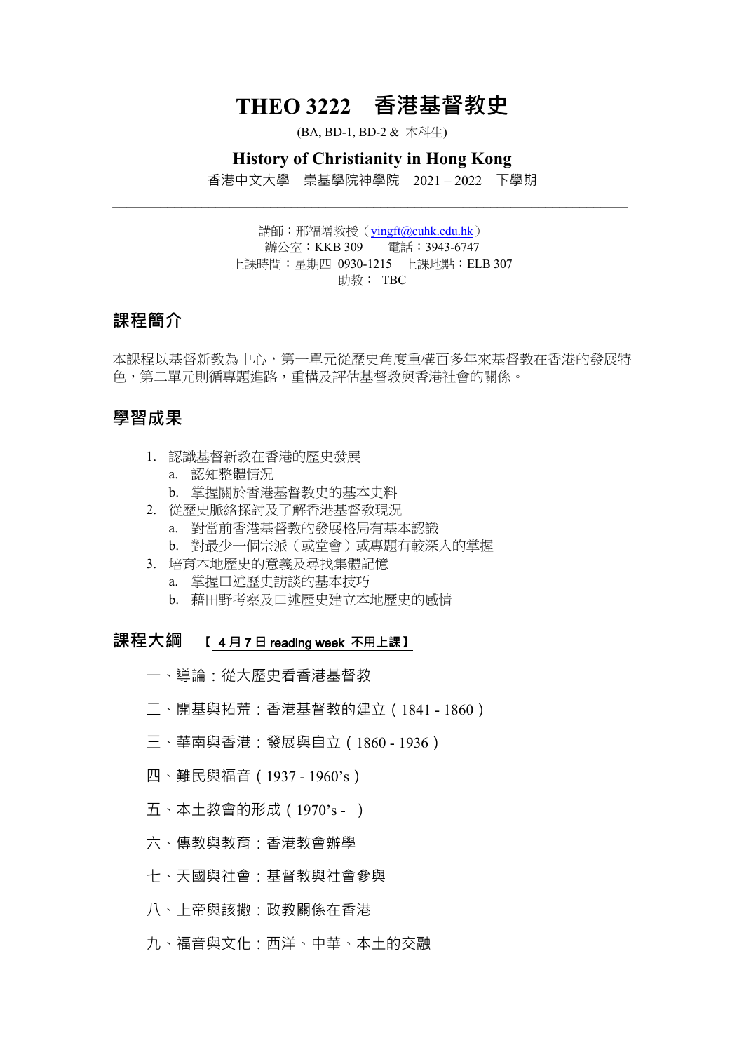# THEO 3222　香港基督教史

(BA, BD-1, BD-2 & 本科生)

## History of Christianity in Hong Kong

香港中文大學　崇基學院神學院　2021 – 2022　下學期

---

講師：邢福增教授（yingft@cuhk.edu.hk）
辦公室：KKB 309　　電話：3943-6747
上課時間：星期四 0930-1215　上課地點：ELB 307
助教： TBC

## 課程簡介

本課程以基督新教為中心，第一單元從歷史角度重構百多年來基督教在香港的發展特色，第二單元則循專題進路，重構及評估基督教與香港社會的關係。

## 學習成果

1. 認識基督新教在香港的歷史發展
   a. 認知整體情況
   b. 掌握關於香港基督教史的基本史料
2. 從歷史脈絡探討及了解香港基督教現況
   a. 對當前香港基督教的發展格局有基本認識
   b. 對最少一個宗派（或堂會）或專題有較深入的掌握
3. 培育本地歷史的意義及尋找集體記憶
   a. 掌握口述歷史訪談的基本技巧
   b. 藉田野考察及口述歷史建立本地歷史的感情

## 課程大綱　【4 月 7 日 reading week 不用上課】

一、導論：從大歷史看香港基督教

二、開基與拓荒：香港基督教的建立（1841 - 1860）

三、華南與香港：發展與自立（1860 - 1936）

四、難民與福音（1937 - 1960's）

五、本土教會的形成（1970's - ）

六、傳教與教育：香港教會辦學

七、天國與社會：基督教與社會參與

八、上帝與該撒：政教關係在香港

九、福音與文化：西洋、中華、本土的交融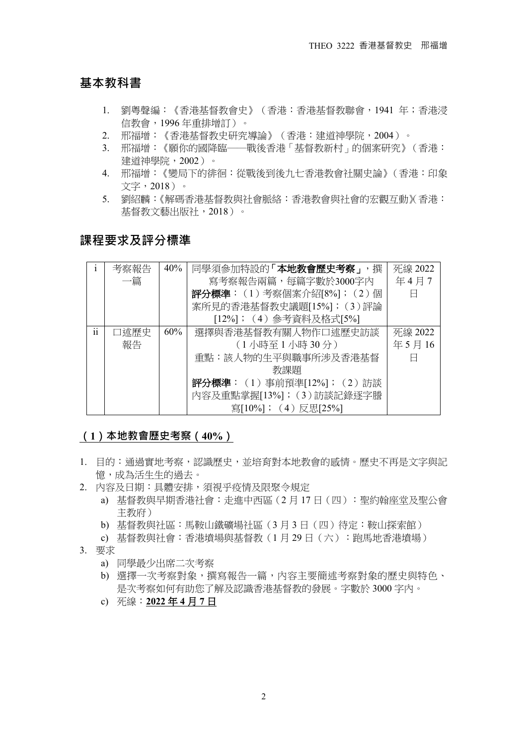## 基本教科書

1. 劉粵聲編：《香港基督教會史》（香港：香港基督教聯會，1941 年；香港浸信教會，1996 年重排增訂）。
2. 邢福增：《香港基督教史研究導論》（香港：建道神學院，2004）。
3. 邢福增：《願你的國降臨──戰後香港「基督教新村」的個案研究》（香港：建道神學院，2002）。
4. 邢福增：《變局下的徘徊：從戰後到後九七香港教會社關史論》（香港：印象文字，2018）。
5. 劉紹麟：《解碼香港基督教與社會脈絡：香港教會與社會的宏觀互動》（香港：基督教文藝出版社，2018）。

## 課程要求及評分標準

| | | | | |
|---|---|---|---|---|
| i | 考察報告一篇 | 40% | 同學須參加特設的**「本地教會歷史考察」**，撰寫考察報告兩篇，每篇字數於3000字內<br>**評分標準**：（1）考察個案介紹[8%]；（2）個案所見的香港基督教史議題[15%]；（3）評論[12%]；（4）參考資料及格式[5%] | 死線 2022 年 4 月 7 日 |
| ii | 口述歷史報告 | 60% | 選擇與香港基督教有關人物作口述歷史訪談（1 小時至 1 小時 30 分）<br>重點：該人物的生平與職事所涉及香港基督教課題<br>**評分標準**：（1）事前預準[12%]；（2）訪談內容及重點掌握[13%]；（3）訪談記錄逐字謄寫[10%]；（4）反思[25%] | 死線 2022 年 5 月 16 日 |

### **（1）本地教會歷史考察（40%）**

1. 目的：通過實地考察，認識歷史，並培育對本地教會的感情。歷史不再是文字與記憶，成為活生生的過去。
2. 內容及日期：具體安排，須視乎疫情及限聚令規定
   a) 基督教與早期香港社會：走進中西區（2 月 17 日（四）：聖約翰座堂及聖公會主教府）
   b) 基督教與社區：馬鞍山鐵礦場社區（3 月 3 日（四）待定：鞍山探索館）
   c) 基督教與社會：香港墳場與基督教（1 月 29 日（六）：跑馬地香港墳場）
3. 要求
   a) 同學最少出席二次考察
   b) 選擇一次考察對象，撰寫報告一篇，內容主要簡述考察對象的歷史與特色、是次考察如何有助您了解及認識香港基督教的發展。字數於 3000 字內。
   c) 死線：**2022 年 4 月 7 日**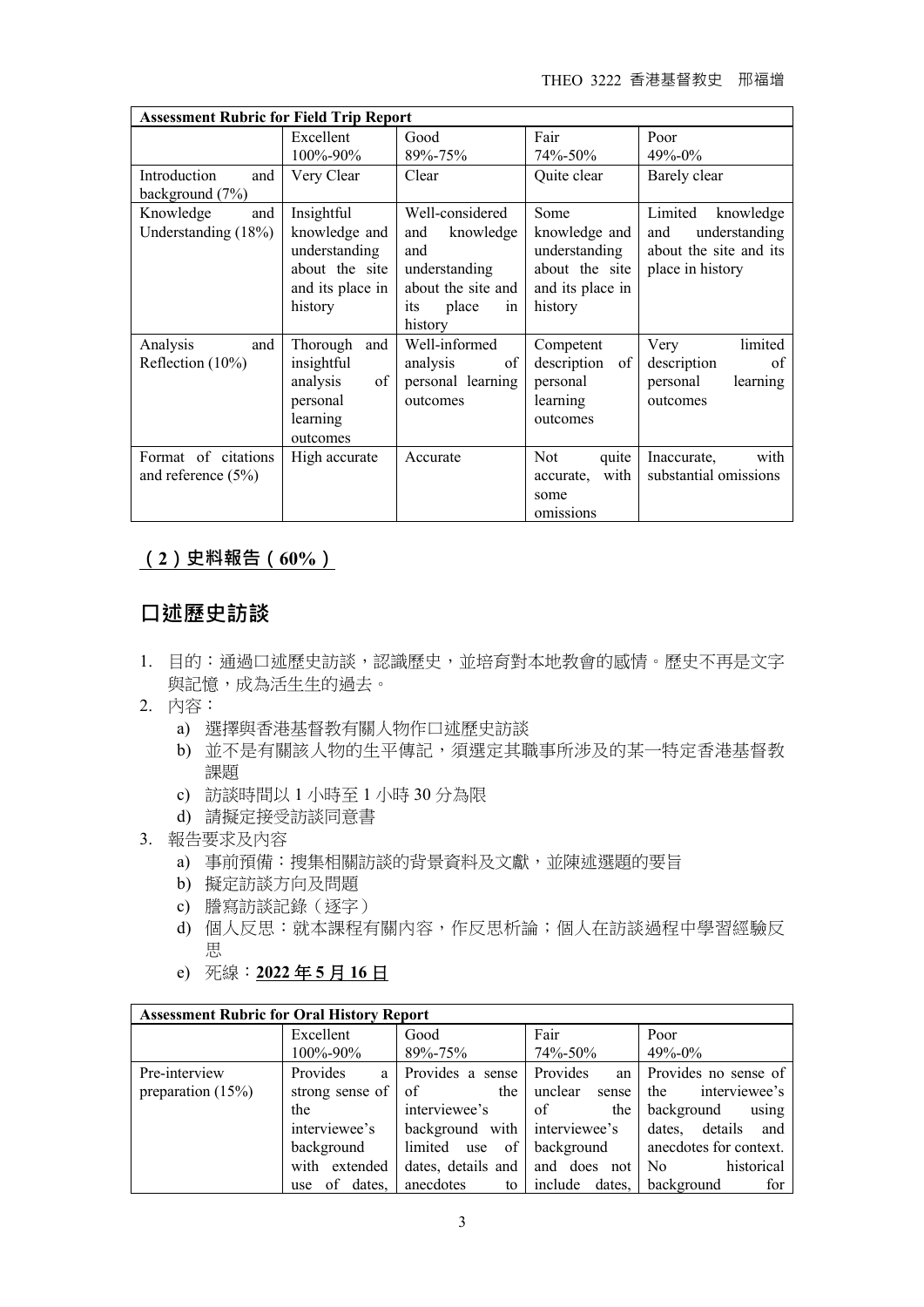| Assessment Rubric for Field Trip Report | | | | |
|---|---|---|---|---|
| | Excellent 100%-90% | Good 89%-75% | Fair 74%-50% | Poor 49%-0% |
| Introduction and background (7%) | Very Clear | Clear | Quite clear | Barely clear |
| Knowledge and Understanding (18%) | Insightful knowledge and understanding about the site and its place in history | Well-considered and knowledge and understanding about the site and its place in history | Some knowledge and understanding about the site and its place in history | Limited knowledge and understanding about the site and its place in history |
| Analysis and Reflection (10%) | Thorough and insightful analysis of personal learning outcomes | Well-informed analysis of personal learning outcomes | Competent description of personal learning outcomes | Very limited description of personal learning outcomes |
| Format of citations and reference (5%) | High accurate | Accurate | Not quite accurate, with some omissions | Inaccurate, with substantial omissions |

## （2）史料報告（60%）

## 口述歷史訪談

1. 目的：通過口述歷史訪談，認識歷史，並培育對本地教會的感情。歷史不再是文字與記憶，成為活生生的過去。
2. 內容：
   a) 選擇與香港基督教有關人物作口述歷史訪談
   b) 並不是有關該人物的生平傳記，須選定其職事所涉及的某一特定香港基督教課題
   c) 訪談時間以 1 小時至 1 小時 30 分為限
   d) 請擬定接受訪談同意書
3. 報告要求及內容
   a) 事前預備：搜集相關訪談的背景資料及文獻，並陳述選題的要旨
   b) 擬定訪談方向及問題
   c) 謄寫訪談記錄（逐字）
   d) 個人反思：就本課程有關內容，作反思析論；個人在訪談過程中學習經驗反思
   e) 死線：**2022 年 5 月 16 日**

| Assessment Rubric for Oral History Report | | | | |
|---|---|---|---|---|
| | Excellent 100%-90% | Good 89%-75% | Fair 74%-50% | Poor 49%-0% |
| Pre-interview preparation (15%) | Provides a strong sense of the interviewee's background with extended use of dates, | Provides a sense of the interviewee's background with limited use of dates, details and anecdotes to | Provides an unclear sense of the interviewee's background and does not include dates, | Provides no sense of the interviewee's background using dates, details and anecdotes for context. No historical background for |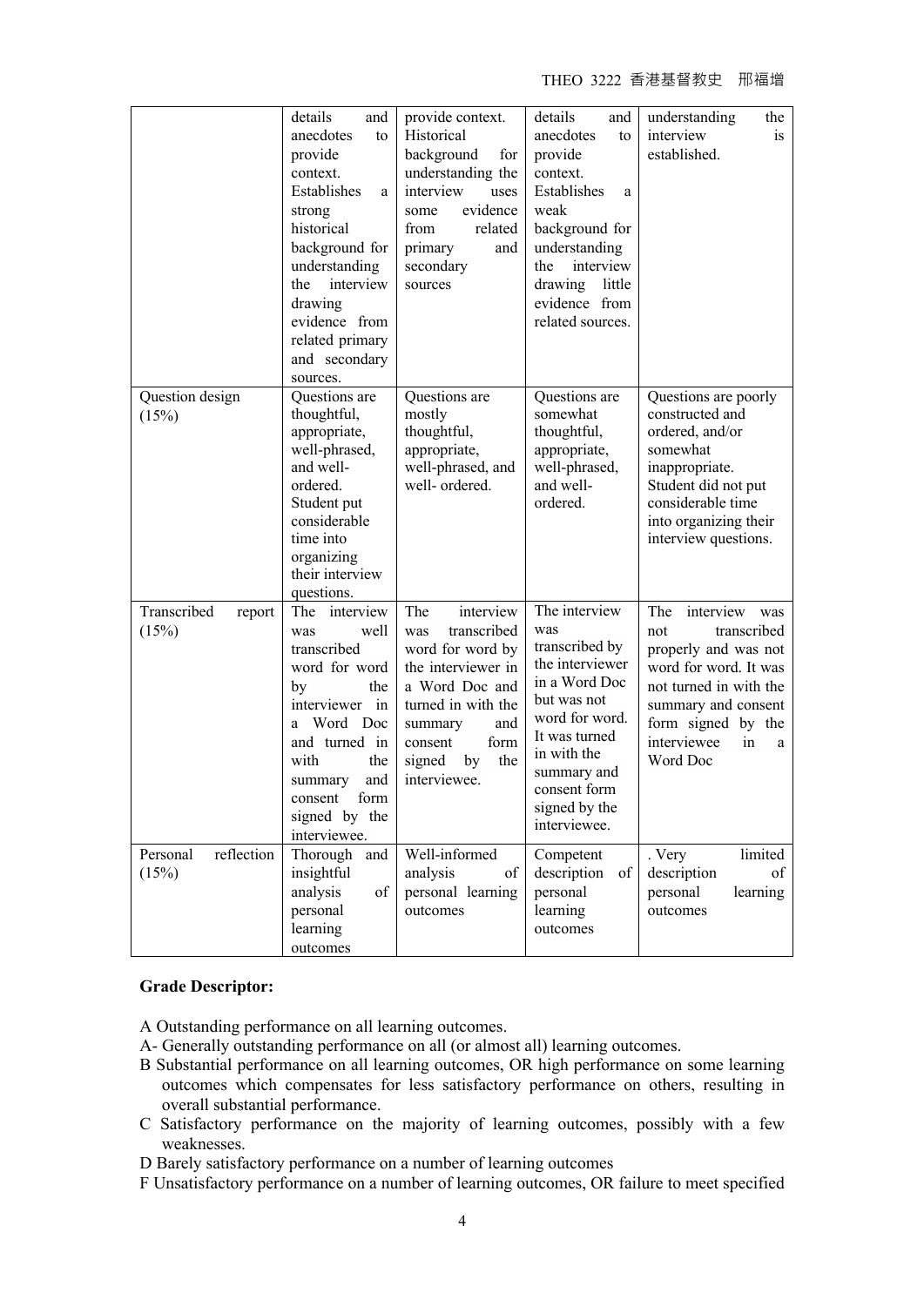| | | | | |
|---|---|---|---|---|
| | details and anecdotes to provide context. Establishes a strong historical background for understanding the interview drawing evidence from related primary and secondary sources. | provide context. Historical background for understanding the interview uses some evidence from related primary and secondary sources | details and anecdotes to provide context. Establishes a weak background for understanding the interview drawing little evidence from related sources. | understanding the interview is established. |
| Question design (15%) | Questions are thoughtful, appropriate, well-phrased, and well-ordered. Student put considerable time into organizing their interview questions. | Questions are mostly thoughtful, appropriate, well-phrased, and well- ordered. | Questions are somewhat thoughtful, appropriate, well-phrased, and well-ordered. | Questions are poorly constructed and ordered, and/or somewhat inappropriate. Student did not put considerable time into organizing their interview questions. |
| Transcribed report (15%) | The interview was well transcribed word for word by the interviewer in a Word Doc and turned in with the summary and consent form signed by the interviewee. | The interview was transcribed word for word by the interviewer in a Word Doc and turned in with the summary and consent form signed by the interviewee. | The interview was transcribed by the interviewer in a Word Doc but was not word for word. It was turned in with the summary and consent form signed by the interviewee. | The interview was not transcribed properly and was not word for word. It was not turned in with the summary and consent form signed by the interviewee in a Word Doc |
| Personal reflection (15%) | Thorough and insightful analysis of personal learning outcomes | Well-informed analysis of personal learning outcomes | Competent description of personal learning outcomes | . Very limited description of personal learning outcomes |

**Grade Descriptor:**

A Outstanding performance on all learning outcomes.
A- Generally outstanding performance on all (or almost all) learning outcomes.
B Substantial performance on all learning outcomes, OR high performance on some learning outcomes which compensates for less satisfactory performance on others, resulting in overall substantial performance.
C Satisfactory performance on the majority of learning outcomes, possibly with a few weaknesses.
D Barely satisfactory performance on a number of learning outcomes
F Unsatisfactory performance on a number of learning outcomes, OR failure to meet specified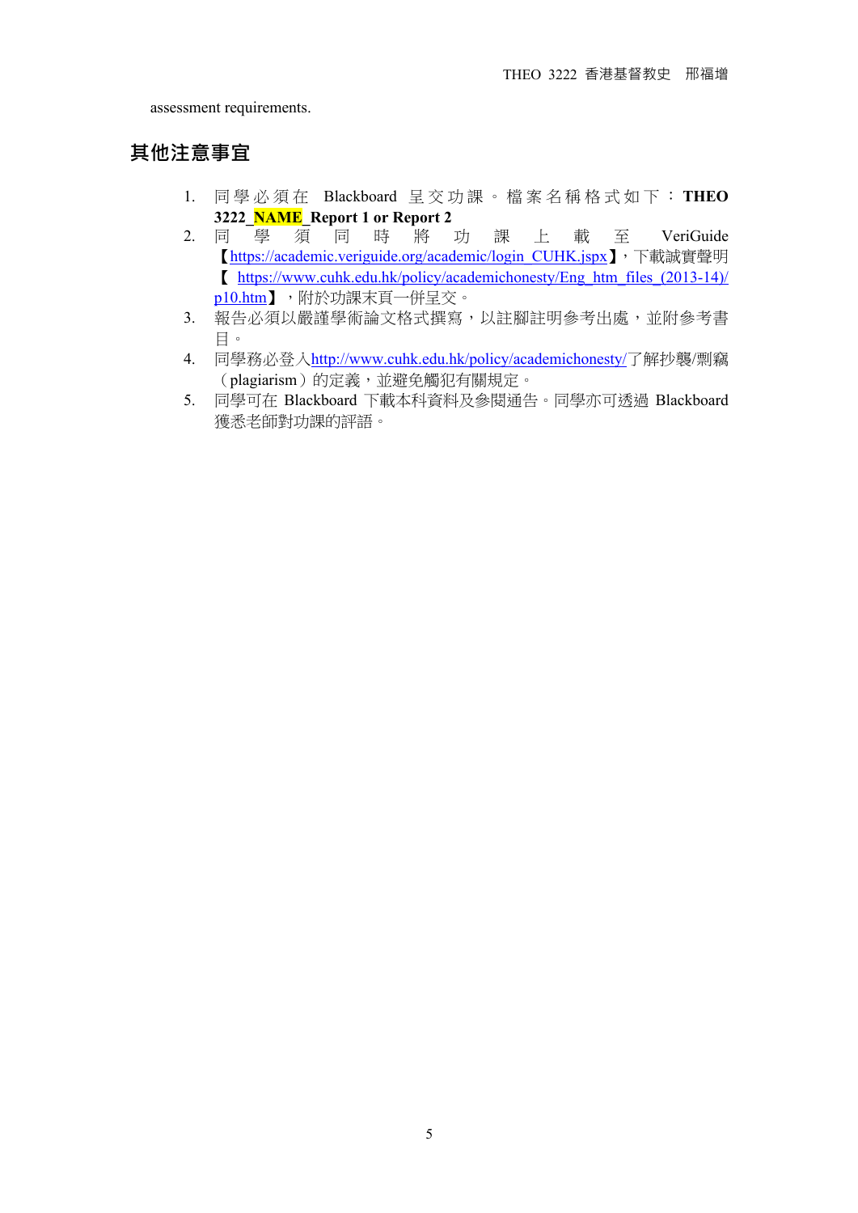assessment requirements.

## 其他注意事宜

1. 同學必須在 Blackboard 呈交功課。檔案名稱格式如下：**THEO 3222_NAME_Report 1 or Report 2**
2. 同學須同時將功課上載至 VeriGuide【https://academic.veriguide.org/academic/login_CUHK.jspx】，下載誠實聲明【https://www.cuhk.edu.hk/policy/academichonesty/Eng_htm_files_(2013-14)/p10.htm】，附於功課末頁一併呈交。
3. 報告必須以嚴謹學術論文格式撰寫，以註腳註明參考出處，並附參考書目。
4. 同學務必登入http://www.cuhk.edu.hk/policy/academichonesty/了解抄襲/剽竊（plagiarism）的定義，並避免觸犯有關規定。
5. 同學可在 Blackboard 下載本科資料及參閱通告。同學亦可透過 Blackboard 獲悉老師對功課的評語。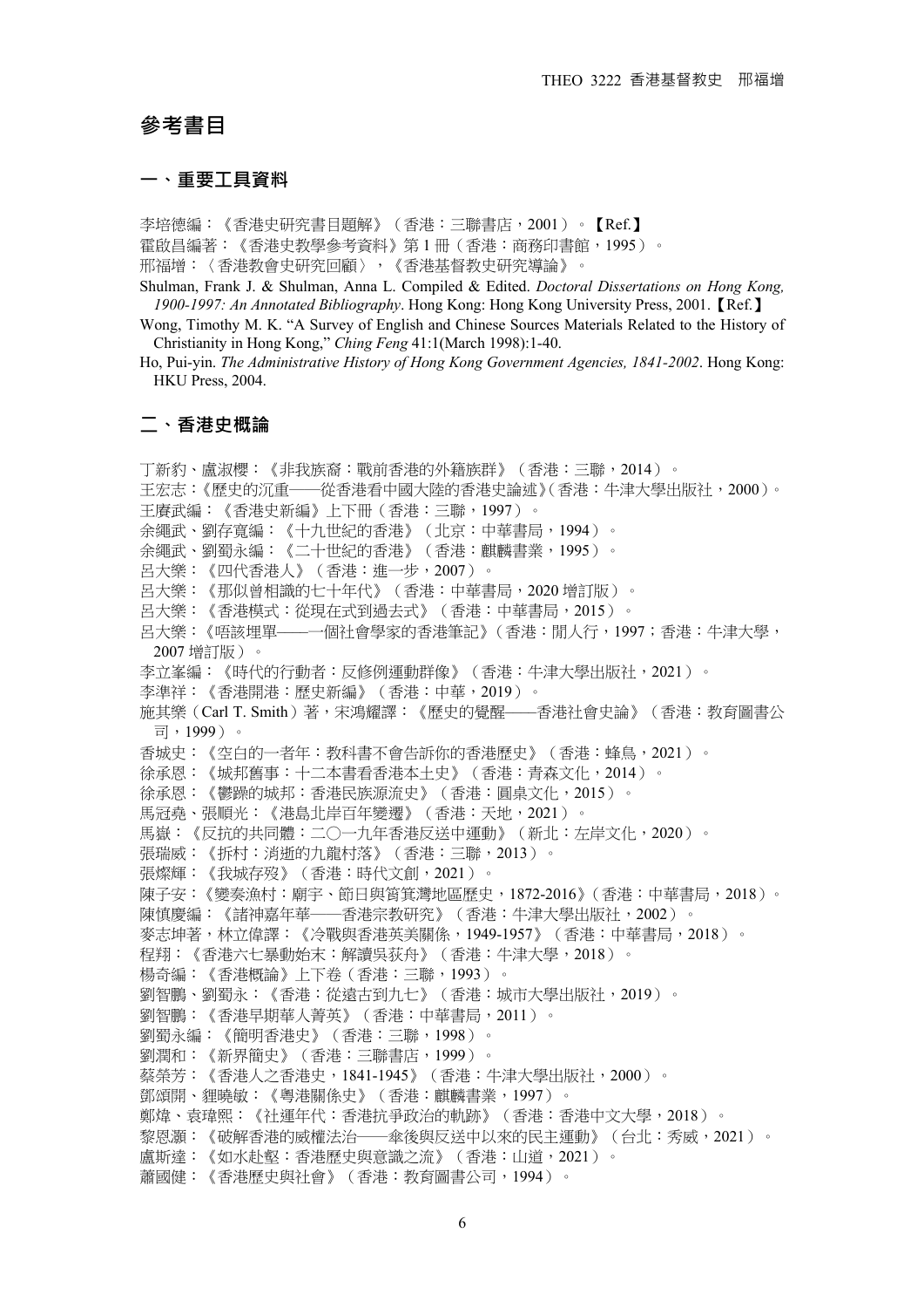# 參考書目

## 一、重要工具資料

李培德編：《香港史研究書目題解》（香港：三聯書店，2001）。【Ref.】

霍啟昌編著：《香港史教學參考資料》第 1 冊（香港：商務印書館，1995）。

邢福增：〈香港教會史研究回顧〉，《香港基督教史研究導論》。

Shulman, Frank J. & Shulman, Anna L. Compiled & Edited. *Doctoral Dissertations on Hong Kong, 1900-1997: An Annotated Bibliography*. Hong Kong: Hong Kong University Press, 2001.【Ref.】

Wong, Timothy M. K. "A Survey of English and Chinese Sources Materials Related to the History of Christianity in Hong Kong," *Ching Feng* 41:1(March 1998):1-40.

Ho, Pui-yin. *The Administrative History of Hong Kong Government Agencies, 1841-2002*. Hong Kong: HKU Press, 2004.

## 二、香港史概論

丁新豹、盧淑櫻：《非我族裔：戰前香港的外籍族群》（香港：三聯，2014）。

王宏志：《歷史的沉重——從香港看中國大陸的香港史論述》（香港：牛津大學出版社，2000）。

王賡武編：《香港史新編》上下冊（香港：三聯，1997）。

余繩武、劉存寬編：《十九世紀的香港》（北京：中華書局，1994）。

余繩武、劉蜀永編：《二十世紀的香港》（香港：麒麟書業，1995）。

呂大樂：《四代香港人》（香港：進一步，2007）。

呂大樂：《那似曾相識的七十年代》（香港：中華書局，2020 增訂版）。

呂大樂：《香港模式：從現在式到過去式》（香港：中華書局，2015）。

呂大樂：《唔該埋單——一個社會學家的香港筆記》（香港：閒人行，1997；香港：牛津大學，2007 增訂版）。

李立峯編：《時代的行動者：反修例運動群像》（香港：牛津大學出版社，2021）。

李準祥：《香港開港：歷史新編》（香港：中華，2019）。

施其樂（Carl T. Smith）著，宋鴻耀譯：《歷史的覺醒——香港社會史論》（香港：教育圖書公司，1999）。

香城史：《空白的一者年：教科書不會告訴你的香港歷史》（香港：蜂鳥，2021）。

徐承恩：《城邦舊事：十二本書看香港本土史》（香港：青森文化，2014）。

徐承恩：《鬱躁的城邦：香港民族源流史》（香港：圓桌文化，2015）。

馬冠堯、張順光：《港島北岸百年變遷》（香港：天地，2021）。

馬嶽：《反抗的共同體：二〇一九年香港反送中運動》（新北：左岸文化，2020）。

張瑞威：《拆村：消逝的九龍村落》（香港：三聯，2013）。

張燦輝：《我城存歿》（香港：時代文創，2021）。

陳子安：《變奏漁村：廟宇、節日與筲箕灣地區歷史，1872-2016》（香港：中華書局，2018）。

陳慎慶編：《諸神嘉年華——香港宗教研究》（香港：牛津大學出版社，2002）。

麥志坤著，林立偉譯：《冷戰與香港英美關係，1949-1957》（香港：中華書局，2018）。

程翔：《香港六七暴動始末：解讀吳荻舟》（香港：牛津大學，2018）。

楊奇編：《香港概論》上下卷（香港：三聯，1993）。

劉智鵬、劉蜀永：《香港：從遠古到九七》（香港：城市大學出版社，2019）。

劉智鵬：《香港早期華人菁英》（香港：中華書局，2011）。

劉蜀永編：《簡明香港史》（香港：三聯，1998）。

劉潤和：《新界簡史》（香港：三聯書店，1999）。

蔡榮芳：《香港人之香港史，1841-1945》（香港：牛津大學出版社，2000）。

鄧頌開、貍曉敏：《粵港關係史》（香港：麒麟書業，1997）。

鄭煒、袁瑋熙：《社運年代：香港抗爭政治的軌跡》（香港：香港中文大學，2018）。

黎恩灝：《破解香港的威權法治——傘後與反送中以來的民主運動》（台北：秀威，2021）。

盧斯達：《如水赴壑：香港歷史與意識之流》（香港：山道，2021）。

蕭國健：《香港歷史與社會》（香港：教育圖書公司，1994）。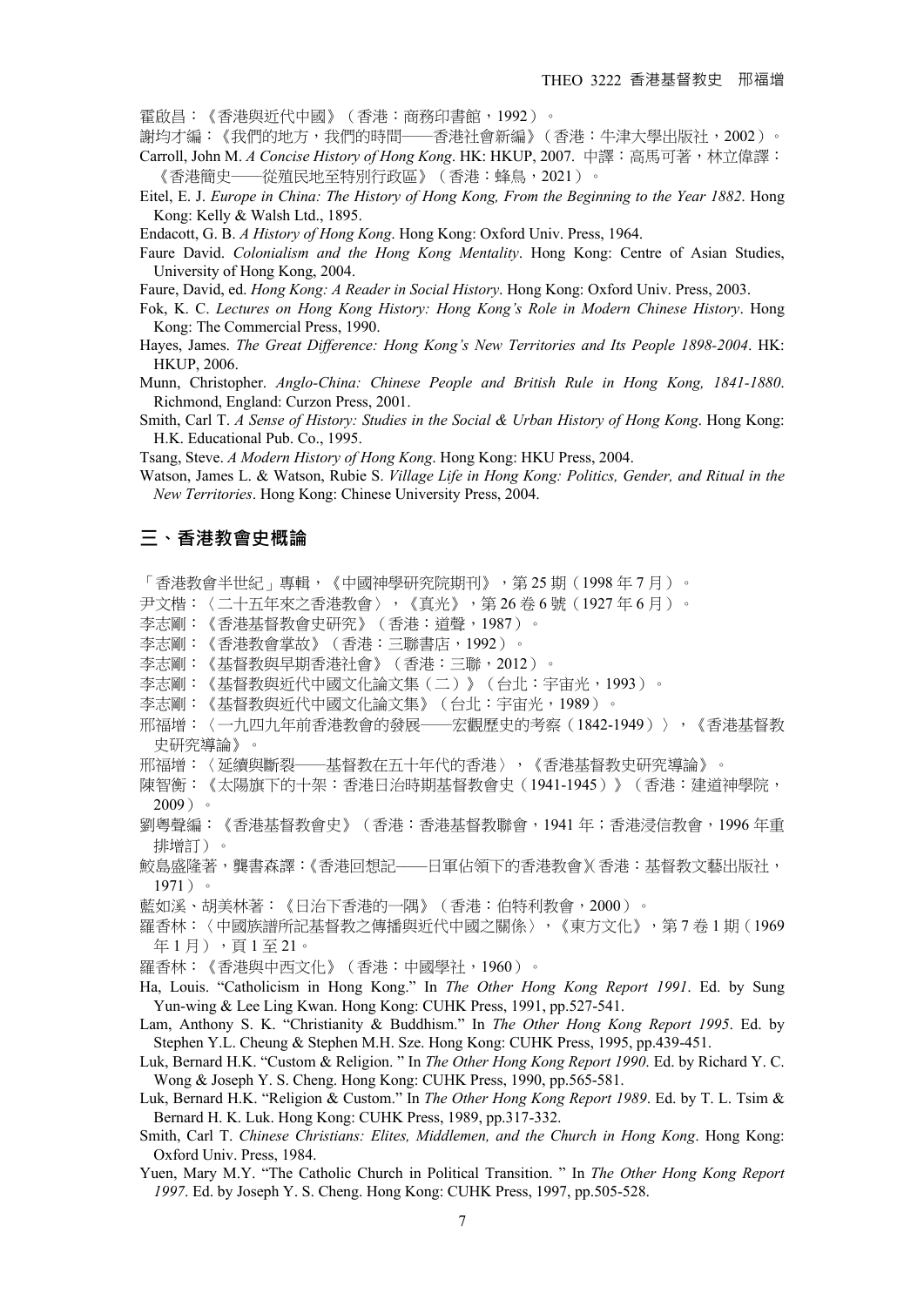霍啟昌：《香港與近代中國》（香港：商務印書館，1992）。

謝均才編：《我們的地方，我們的時間——香港社會新編》（香港：牛津大學出版社，2002）。

Carroll, John M. *A Concise History of Hong Kong*. HK: HKUP, 2007. 中譯：高馬可著，林立偉譯：《香港簡史——從殖民地至特別行政區》（香港：蜂鳥，2021）。

Eitel, E. J. *Europe in China: The History of Hong Kong, From the Beginning to the Year 1882*. Hong Kong: Kelly & Walsh Ltd., 1895.

Endacott, G. B. *A History of Hong Kong*. Hong Kong: Oxford Univ. Press, 1964.

Faure David. *Colonialism and the Hong Kong Mentality*. Hong Kong: Centre of Asian Studies, University of Hong Kong, 2004.

Faure, David, ed. *Hong Kong: A Reader in Social History*. Hong Kong: Oxford Univ. Press, 2003.

Fok, K. C. *Lectures on Hong Kong History: Hong Kong's Role in Modern Chinese History*. Hong Kong: The Commercial Press, 1990.

Hayes, James. *The Great Difference: Hong Kong's New Territories and Its People 1898-2004*. HK: HKUP, 2006.

Munn, Christopher. *Anglo-China: Chinese People and British Rule in Hong Kong, 1841-1880*. Richmond, England: Curzon Press, 2001.

Smith, Carl T. *A Sense of History: Studies in the Social & Urban History of Hong Kong*. Hong Kong: H.K. Educational Pub. Co., 1995.

Tsang, Steve. *A Modern History of Hong Kong*. Hong Kong: HKU Press, 2004.

Watson, James L. & Watson, Rubie S. *Village Life in Hong Kong: Politics, Gender, and Ritual in the New Territories*. Hong Kong: Chinese University Press, 2004.

## 三、香港教會史概論

「香港教會半世紀」專輯，《中國神學研究院期刊》，第 25 期（1998 年 7 月）。

尹文楷：〈二十五年來之香港教會〉，《真光》，第 26 卷 6 號（1927 年 6 月）。

李志剛：《香港基督教會史研究》（香港：道聲，1987）。

李志剛：《香港教會掌故》（香港：三聯書店，1992）。

李志剛：《基督教與早期香港社會》（香港：三聯，2012）。

李志剛：《基督教與近代中國文化論文集（二）》（台北：宇宙光，1993）。

李志剛：《基督教與近代中國文化論文集》（台北：宇宙光，1989）。

邢福增：〈一九四九年前香港教會的發展——宏觀歷史的考察（1842-1949）〉，《香港基督教史研究導論》。

邢福增：〈延續與斷裂——基督教在五十年代的香港〉，《香港基督教史研究導論》。

陳智衡：《太陽旗下的十架：香港日治時期基督教會史（1941-1945）》（香港：建道神學院，2009）。

劉粵聲編：《香港基督教會史》（香港：香港基督教聯會，1941 年；香港浸信教會，1996 年重排增訂）。

鮫島盛隆著，龔書森譯：《香港回想記——日軍佔領下的香港教會》（香港：基督教文藝出版社，1971）。

藍如溪、胡美林著：《日治下香港的一隅》（香港：伯特利教會，2000）。

羅香林：〈中國族譜所記基督教之傳播與近代中國之關係〉，《東方文化》，第 7 卷 1 期（1969 年 1 月），頁 1 至 21。

羅香林：《香港與中西文化》（香港：中國學社，1960）。

Ha, Louis. "Catholicism in Hong Kong." In *The Other Hong Kong Report 1991*. Ed. by Sung Yun-wing & Lee Ling Kwan. Hong Kong: CUHK Press, 1991, pp.527-541.

Lam, Anthony S. K. "Christianity & Buddhism." In *The Other Hong Kong Report 1995*. Ed. by Stephen Y.L. Cheung & Stephen M.H. Sze. Hong Kong: CUHK Press, 1995, pp.439-451.

Luk, Bernard H.K. "Custom & Religion. " In *The Other Hong Kong Report 1990*. Ed. by Richard Y. C. Wong & Joseph Y. S. Cheng. Hong Kong: CUHK Press, 1990, pp.565-581.

Luk, Bernard H.K. "Religion & Custom." In *The Other Hong Kong Report 1989*. Ed. by T. L. Tsim & Bernard H. K. Luk. Hong Kong: CUHK Press, 1989, pp.317-332.

Smith, Carl T. *Chinese Christians: Elites, Middlemen, and the Church in Hong Kong*. Hong Kong: Oxford Univ. Press, 1984.

Yuen, Mary M.Y. "The Catholic Church in Political Transition. " In *The Other Hong Kong Report 1997*. Ed. by Joseph Y. S. Cheng. Hong Kong: CUHK Press, 1997, pp.505-528.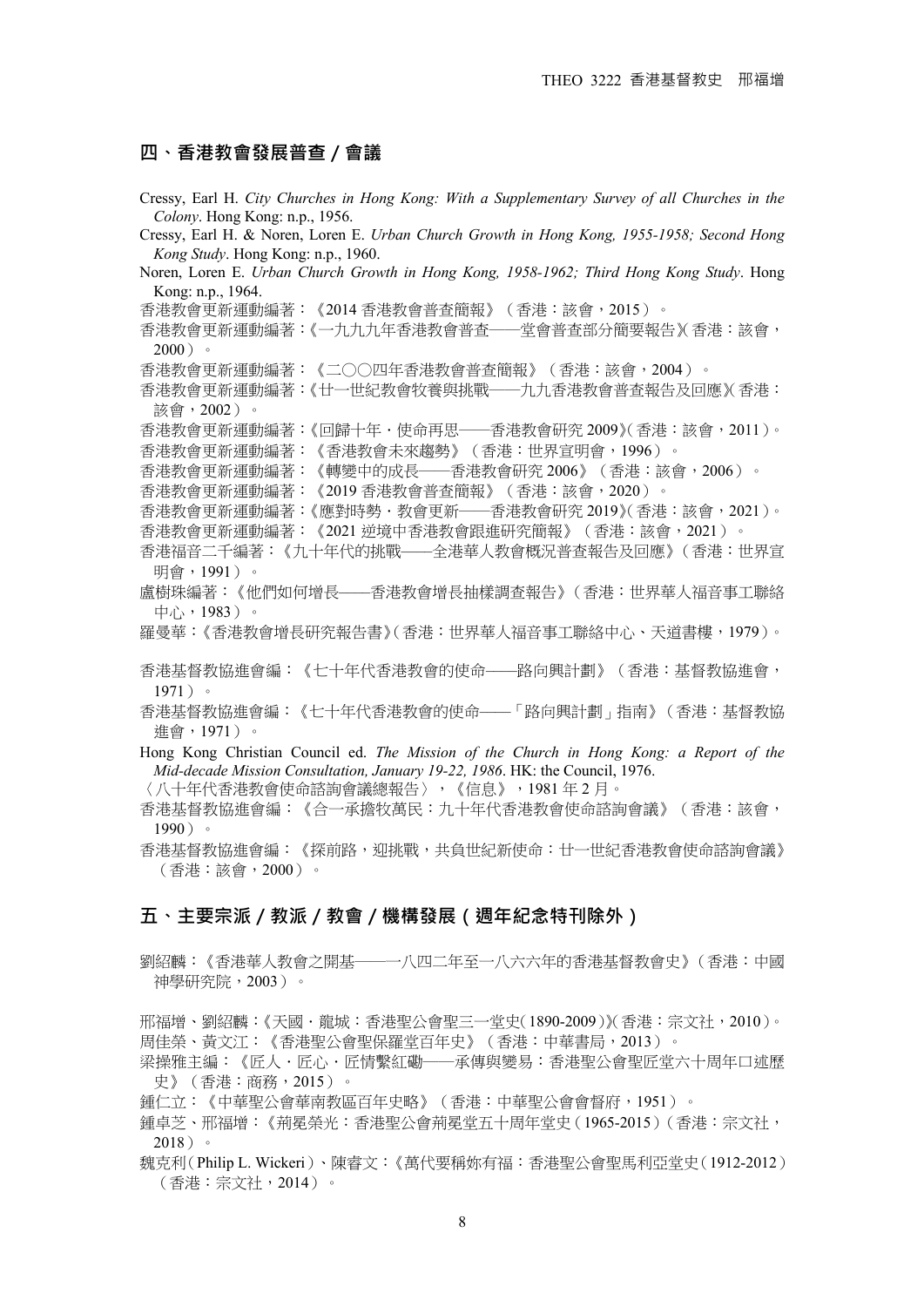## 四、香港教會發展普查／會議

Cressy, Earl H. *City Churches in Hong Kong: With a Supplementary Survey of all Churches in the Colony*. Hong Kong: n.p., 1956.

Cressy, Earl H. & Noren, Loren E. *Urban Church Growth in Hong Kong, 1955-1958; Second Hong Kong Study*. Hong Kong: n.p., 1960.

Noren, Loren E. *Urban Church Growth in Hong Kong, 1958-1962; Third Hong Kong Study*. Hong Kong: n.p., 1964.

香港教會更新運動編著：《2014 香港教會普查簡報》（香港：該會，2015）。

香港教會更新運動編著：《一九九九年香港教會普查——堂會普查部分簡要報告》（香港：該會，2000）。

香港教會更新運動編著：《二〇〇四年香港教會普查簡報》（香港：該會，2004）。

香港教會更新運動編著：《廿一世紀教會牧養與挑戰——九九香港教會普查報告及回應》（香港：該會，2002）。

香港教會更新運動編著：《回歸十年．使命再思——香港教會研究 2009》（香港：該會，2011）。

香港教會更新運動編著：《香港教會未來趨勢》（香港：世界宣明會，1996）。

香港教會更新運動編著：《轉變中的成長——香港教會研究 2006》（香港：該會，2006）。

香港教會更新運動編著：《2019 香港教會普查簡報》（香港：該會，2020）。

香港教會更新運動編著：《應對時勢．教會更新——香港教會研究 2019》（香港：該會，2021）。

香港教會更新運動編著：《2021 逆境中香港教會跟進研究簡報》（香港：該會，2021）。

香港福音二千編著：《九十年代的挑戰——全港華人教會概況普查報告及回應》（香港：世界宣明會，1991）。

盧樹珠編著：《他們如何增長——香港教會增長抽樣調查報告》（香港：世界華人福音事工聯絡中心，1983）。

羅曼華：《香港教會增長研究報告書》（香港：世界華人福音事工聯絡中心、天道書樓，1979）。

香港基督教協進會編：《七十年代香港教會的使命——路向興計劃》（香港：基督教協進會，1971）。

香港基督教協進會編：《七十年代香港教會的使命——「路向興計劃」指南》（香港：基督教協進會，1971）。

Hong Kong Christian Council ed. *The Mission of the Church in Hong Kong: a Report of the Mid-decade Mission Consultation, January 19-22, 1986*. HK: the Council, 1976.

〈八十年代香港教會使命諮詢會議總報告〉，《信息》，1981 年 2 月。

香港基督教協進會編：《合一承擔牧萬民：九十年代香港教會使命諮詢會議》（香港：該會，1990）。

香港基督教協進會編：《探前路，迎挑戰，共負世紀新使命：廿一世紀香港教會使命諮詢會議》（香港：該會，2000）。

## 五、主要宗派／教派／教會／機構發展（週年紀念特刊除外）

劉紹麟：《香港華人教會之開基——一八四二年至一八六六年的香港基督教會史》（香港：中國神學研究院，2003）。

邢福增、劉紹麟：《天國．龍城：香港聖公會聖三一堂史（1890-2009）》（香港：宗文社，2010）。

周佳榮、黃文江：《香港聖公會聖保羅堂百年史》（香港：中華書局，2013）。

梁操雅主編：《匠人．匠心．匠情繫紅磡——承傳與變易：香港聖公會聖匠堂六十周年口述歷史》（香港：商務，2015）。

鍾仁立：《中華聖公會華南教區百年史略》（香港：中華聖公會會督府，1951）。

鍾卓芝、邢福增：《荊冕榮光：香港聖公會荊冕堂五十周年堂史（1965-2015）（香港：宗文社，2018）。

魏克利（Philip L. Wickeri）、陳睿文：《萬代要稱妳有福：香港聖公會聖馬利亞堂史（1912-2012）（香港：宗文社，2014）。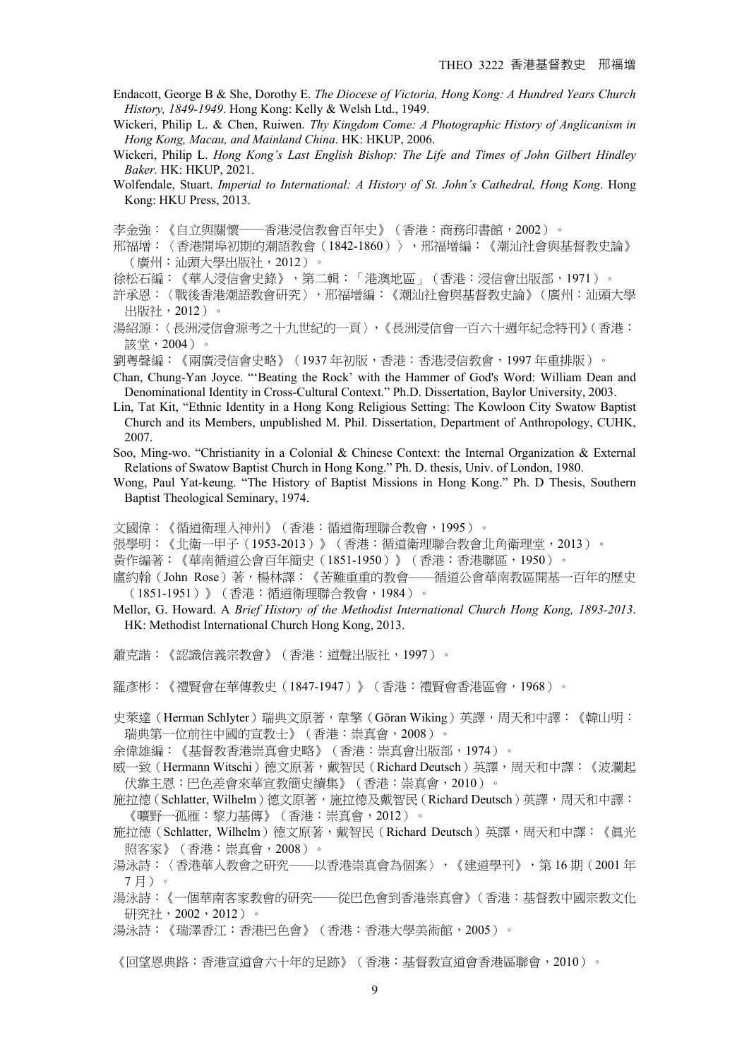Endacott, George B & She, Dorothy E. *The Diocese of Victoria, Hong Kong: A Hundred Years Church History, 1849-1949*. Hong Kong: Kelly & Welsh Ltd., 1949.

Wickeri, Philip L. & Chen, Ruiwen. *Thy Kingdom Come: A Photographic History of Anglicanism in Hong Kong, Macau, and Mainland China*. HK: HKUP, 2006.

Wickeri, Philip L. *Hong Kong's Last English Bishop: The Life and Times of John Gilbert Hindley Baker.* HK: HKUP, 2021.

Wolfendale, Stuart. *Imperial to International: A History of St. John's Cathedral, Hong Kong*. Hong Kong: HKU Press, 2013.

李金強：《自立與關懷——香港浸信教會百年史》（香港：商務印書館，2002）。

邢福增：〈香港開埠初期的潮語教會（1842-1860）〉，邢福增編：《潮汕社會與基督教史論》（廣州：汕頭大學出版社，2012）。

徐松石編：《華人浸信會史錄》，第二輯：「港澳地區」（香港：浸信會出版部，1971）。

許承恩：〈戰後香港潮語教會研究〉，邢福增編：《潮汕社會與基督教史論》（廣州：汕頭大學出版社，2012）。

湯紹源：〈長洲浸信會源考之十九世紀的一頁〉，《長洲浸信會一百六十週年紀念特刊》（香港：該堂，2004）。

劉粵聲編：《兩廣浸信會史略》（1937 年初版，香港：香港浸信教會，1997 年重排版）。

Chan, Chung-Yan Joyce. "'Beating the Rock' with the Hammer of God's Word: William Dean and Denominational Identity in Cross-Cultural Context." Ph.D. Dissertation, Baylor University, 2003.

Lin, Tat Kit, "Ethnic Identity in a Hong Kong Religious Setting: The Kowloon City Swatow Baptist Church and its Members, unpublished M. Phil. Dissertation, Department of Anthropology, CUHK, 2007.

Soo, Ming-wo. "Christianity in a Colonial & Chinese Context: the Internal Organization & External Relations of Swatow Baptist Church in Hong Kong." Ph. D. thesis, Univ. of London, 1980.

Wong, Paul Yat-keung. "The History of Baptist Missions in Hong Kong." Ph. D Thesis, Southern Baptist Theological Seminary, 1974.

文國偉：《循道衛理入神州》（香港：循道衛理聯合教會，1995）。

張學明：《北衛一甲子（1953-2013）》（香港：循道衛理聯合教會北角衛理堂，2013）。

黃作編著：《華南循道公會百年簡史（1851-1950）》（香港：香港聯區，1950）。

盧約翰（John Rose）著，楊林譯：《苦難重重的教會——循道公會華南教區開基一百年的歷史（1851-1951）》（香港：循道衛理聯合教會，1984）。

Mellor, G. Howard. A *Brief History of the Methodist International Church Hong Kong, 1893-2013*. HK: Methodist International Church Hong Kong, 2013.

蕭克諧：《認識信義宗教會》（香港：道聲出版社，1997）。

羅彥彬：《禮賢會在華傳教史（1847-1947）》（香港：禮賢會香港區會，1968）。

史萊達（Herman Schlyter）瑞典文原著，韋擎（Göran Wiking）英譯，周天和中譯：《韓山明：瑞典第一位前往中國的宣教士》（香港：崇真會，2008）。

余偉雄編：《基督教香港崇真會史略》（香港：崇真會出版部，1974）。

威一致（Hermann Witschi）德文原著，戴智民（Richard Deutsch）英譯，周天和中譯：《波瀾起伏靠主恩：巴色差會來華宣教簡史續集》（香港：崇真會，2010）。

施拉德（Schlatter, Wilhelm）德文原著，施拉德及戴智民（Richard Deutsch）英譯，周天和中譯：《曠野一孤雁：黎力基傳》（香港：崇真會，2012）。

施拉德（Schlatter, Wilhelm）德文原著，戴智民（Richard Deutsch）英譯，周天和中譯：《真光照客家》（香港：崇真會，2008）。

湯泳詩：〈香港華人教會之研究——以香港崇真會為個案〉，《建道學刊》，第 16 期（2001 年 7 月）。

湯泳詩：《一個華南客家教會的研究——從巴色會到香港崇真會》（香港：基督教中國宗教文化研究社，2002，2012）。

湯泳詩：《瑞澤香江：香港巴色會》（香港：香港大學美術館，2005）。

《回望恩典路：香港宣道會六十年的足跡》（香港：基督教宣道會香港區聯會，2010）。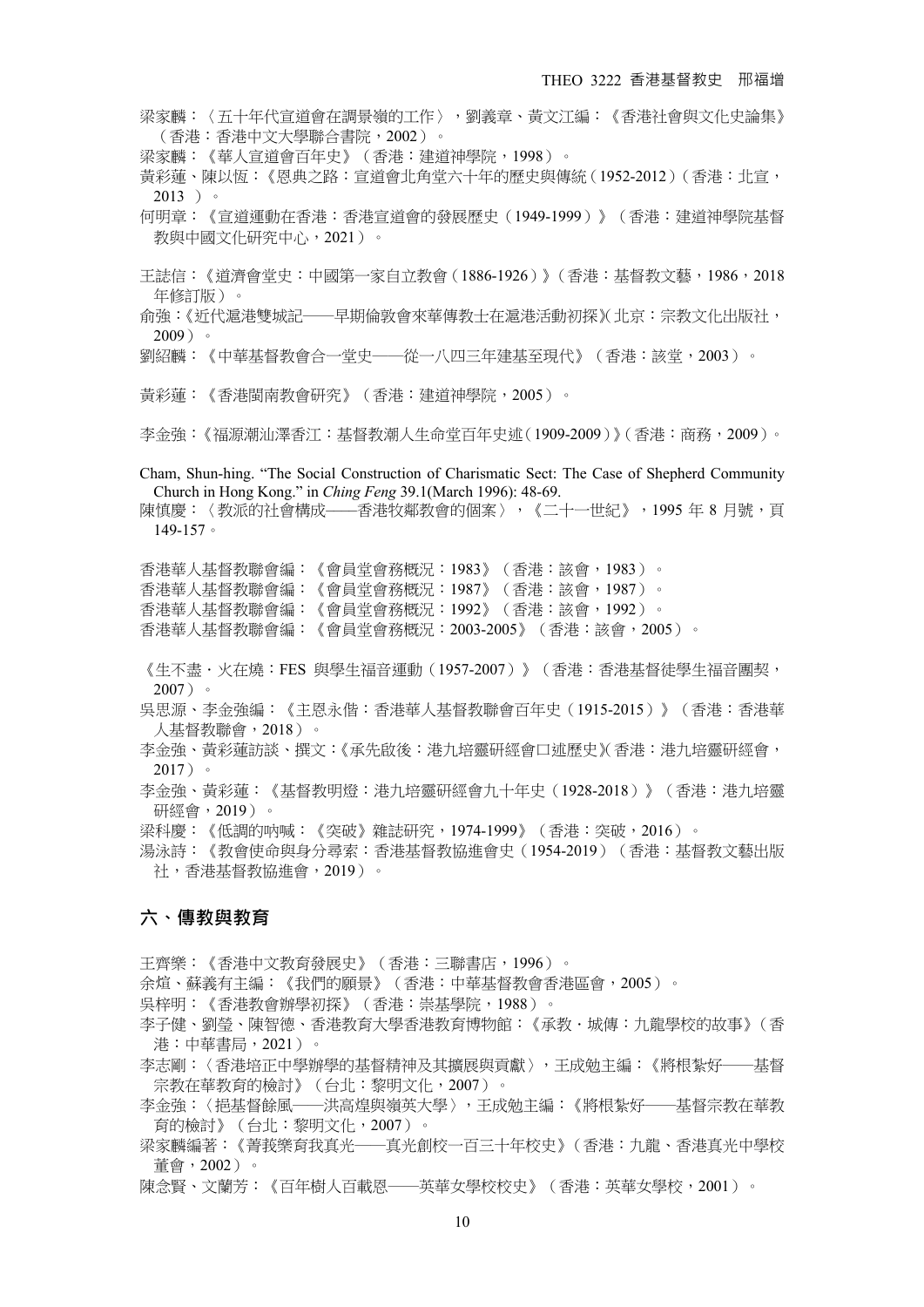梁家麟：〈五十年代宣道會在調景嶺的工作〉，劉義章、黃文江編：《香港社會與文化史論集》（香港：香港中文大學聯合書院，2002）。

梁家麟：《華人宣道會百年史》（香港：建道神學院，1998）。

黃彩蓮、陳以恆：《恩典之路：宣道會北角堂六十年的歷史與傳統（1952-2012）（香港：北宣，2013 ）。

何明章：《宣道運動在香港：香港宣道會的發展歷史（1949-1999）》（香港：建道神學院基督教與中國文化研究中心，2021）。

王誌信：《道濟會堂史：中國第一家自立教會（1886-1926）》（香港：基督教文藝，1986，2018年修訂版）。

俞強：《近代滬港雙城記——早期倫敦會來華傳教士在滬港活動初探》（北京：宗教文化出版社，2009）。

劉紹麟：《中華基督教會合一堂史——從一八四三年建基至現代》（香港：該堂，2003）。

黃彩蓮：《香港閩南教會研究》（香港：建道神學院，2005）。

李金強：《福源潮汕澤香江：基督教潮人生命堂百年史述（1909-2009）》（香港：商務，2009）。

Cham, Shun-hing. "The Social Construction of Charismatic Sect: The Case of Shepherd Community Church in Hong Kong." in *Ching Feng* 39.1(March 1996): 48-69.

陳慎慶：〈教派的社會構成——香港牧鄰教會的個案〉，《二十一世紀》，1995 年 8 月號，頁 149-157。

香港華人基督教聯會編：《會員堂會務概況：1983》（香港：該會，1983）。

香港華人基督教聯會編：《會員堂會務概況：1987》（香港：該會，1987）。

香港華人基督教聯會編：《會員堂會務概況：1992》（香港：該會，1992）。

香港華人基督教聯會編：《會員堂會務概況：2003-2005》（香港：該會，2005）。

《生不盡・火在燒：FES 與學生福音運動（1957-2007）》（香港：香港基督徒學生福音團契，2007）。

吳思源、李金強編：《主恩永偕：香港華人基督教聯會百年史（1915-2015）》（香港：香港華人基督教聯會，2018）。

李金強、黃彩蓮訪談、撰文：《承先啟後：港九培靈研經會口述歷史》（香港：港九培靈研經會，2017）。

李金強、黃彩蓮：《基督教明燈：港九培靈研經會九十年史（1928-2018）》（香港：港九培靈研經會，2019）。

梁科慶：《低調的吶喊：《突破》雜誌研究，1974-1999》（香港：突破，2016）。

湯泳詩：《教會使命與身分尋索：香港基督教協進會史（1954-2019）（香港：基督教文藝出版社，香港基督教協進會，2019）。

## 六、傳教與教育

王齊樂：《香港中文教育發展史》（香港：三聯書店，1996）。

余煊、蘇義有主編：《我們的願景》（香港：中華基督教會香港區會，2005）。

吳梓明：《香港教會辦學初探》（香港：崇基學院，1988）。

李子健、劉瑩、陳智德、香港教育大學香港教育博物館：《承教・城傳：九龍學校的故事》（香港：中華書局，2021）。

李志剛：〈香港培正中學辦學的基督精神及其擴展與貢獻〉，王成勉主編：《將根紮好——基督宗教在華教育的檢討》（台北：黎明文化，2007）。

李金強：〈挹基督餘風——洪高煌與嶺英大學〉，王成勉主編：《將根紮好——基督宗教在華教育的檢討》（台北：黎明文化，2007）。

梁家麟編著：《菁莪樂育我真光——真光創校一百三十年校史》（香港：九龍、香港真光中學校董會，2002）。

陳念賢、文蘭芳：《百年樹人百載恩——英華女學校校史》（香港：英華女學校，2001）。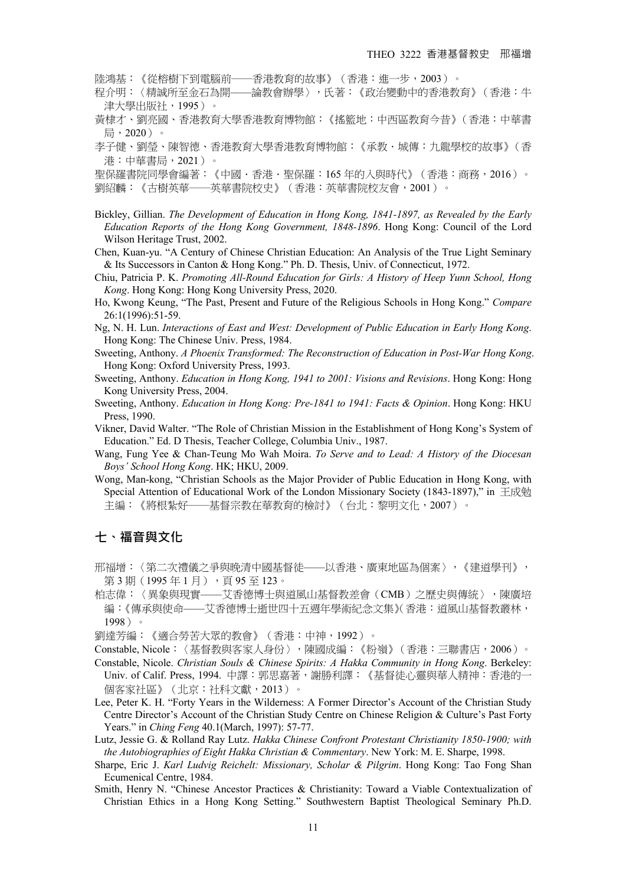陸鴻基：《從榕樹下到電腦前——香港教育的故事》（香港：進一步，2003）。

程介明：〈精誠所至金石為開——論教會辦學〉，氏著：《政治變動中的香港教育》（香港：牛津大學出版社，1995）。

黃棣才、劉亮國、香港教育大學香港教育博物館：《搖籃地：中西區教育今昔》（香港：中華書局，2020）。

李子健、劉瑩、陳智德、香港教育大學香港教育博物館：《承教・城傳：九龍學校的故事》（香港：中華書局，2021）。

聖保羅書院同學會編著：《中國・香港・聖保羅：165 年的人與時代》（香港：商務，2016）。

劉紹麟：《古樹英華——英華書院校史》（香港：英華書院校友會，2001）。

Bickley, Gillian. *The Development of Education in Hong Kong, 1841-1897, as Revealed by the Early Education Reports of the Hong Kong Government, 1848-1896*. Hong Kong: Council of the Lord Wilson Heritage Trust, 2002.

Chen, Kuan-yu. "A Century of Chinese Christian Education: An Analysis of the True Light Seminary & Its Successors in Canton & Hong Kong." Ph. D. Thesis, Univ. of Connecticut, 1972.

Chiu, Patricia P. K. *Promoting All-Round Education for Girls: A History of Heep Yunn School, Hong Kong*. Hong Kong: Hong Kong University Press, 2020.

Ho, Kwong Keung, "The Past, Present and Future of the Religious Schools in Hong Kong." *Compare* 26:1(1996):51-59.

Ng, N. H. Lun. *Interactions of East and West: Development of Public Education in Early Hong Kong*. Hong Kong: The Chinese Univ. Press, 1984.

Sweeting, Anthony. *A Phoenix Transformed: The Reconstruction of Education in Post-War Hong Kong*. Hong Kong: Oxford University Press, 1993.

Sweeting, Anthony. *Education in Hong Kong, 1941 to 2001: Visions and Revisions*. Hong Kong: Hong Kong University Press, 2004.

Sweeting, Anthony. *Education in Hong Kong: Pre-1841 to 1941: Facts & Opinion*. Hong Kong: HKU Press, 1990.

Vikner, David Walter. "The Role of Christian Mission in the Establishment of Hong Kong's System of Education." Ed. D Thesis, Teacher College, Columbia Univ., 1987.

Wang, Fung Yee & Chan-Teung Mo Wah Moira. *To Serve and to Lead: A History of the Diocesan Boys' School Hong Kong*. HK; HKU, 2009.

Wong, Man-kong, "Christian Schools as the Major Provider of Public Education in Hong Kong, with Special Attention of Educational Work of the London Missionary Society (1843-1897)," in 王成勉主編：《將根紮好——基督宗教在華教育的檢討》（台北：黎明文化，2007）。

## 七、福音與文化

邢福增：〈第二次禮儀之爭與晚清中國基督徒——以香港、廣東地區為個案〉，《建道學刊》，第 3 期（1995 年 1 月），頁 95 至 123。

柏志偉：〈異象與現實——艾香德博士與道風山基督教差會（CMB）之歷史與傳統〉，陳廣培編：《傳承與使命——艾香德博士逝世四十五週年學術紀念文集》（香港：道風山基督教叢林，1998）。

劉達芳編：《適合勞苦大眾的教會》（香港：中神，1992）。

Constable, Nicole：〈基督教與客家人身份〉，陳國成編：《粉嶺》（香港：三聯書店，2006）。

Constable, Nicole. *Christian Souls & Chinese Spirits: A Hakka Community in Hong Kong*. Berkeley: Univ. of Calif. Press, 1994. 中譯：郭思嘉著，謝勝利譯：《基督徒心靈與華人精神：香港的一個客家社區》（北京：社科文獻，2013）。

Lee, Peter K. H. "Forty Years in the Wilderness: A Former Director's Account of the Christian Study Centre Director's Account of the Christian Study Centre on Chinese Religion & Culture's Past Forty Years." in *Ching Feng* 40.1(March, 1997): 57-77.

Lutz, Jessie G. & Rolland Ray Lutz. *Hakka Chinese Confront Protestant Christianity 1850-1900; with the Autobiographies of Eight Hakka Christian & Commentary*. New York: M. E. Sharpe, 1998.

Sharpe, Eric J. *Karl Ludvig Reichelt: Missionary, Scholar & Pilgrim*. Hong Kong: Tao Fong Shan Ecumenical Centre, 1984.

Smith, Henry N. "Chinese Ancestor Practices & Christianity: Toward a Viable Contextualization of Christian Ethics in a Hong Kong Setting." Southwestern Baptist Theological Seminary Ph.D.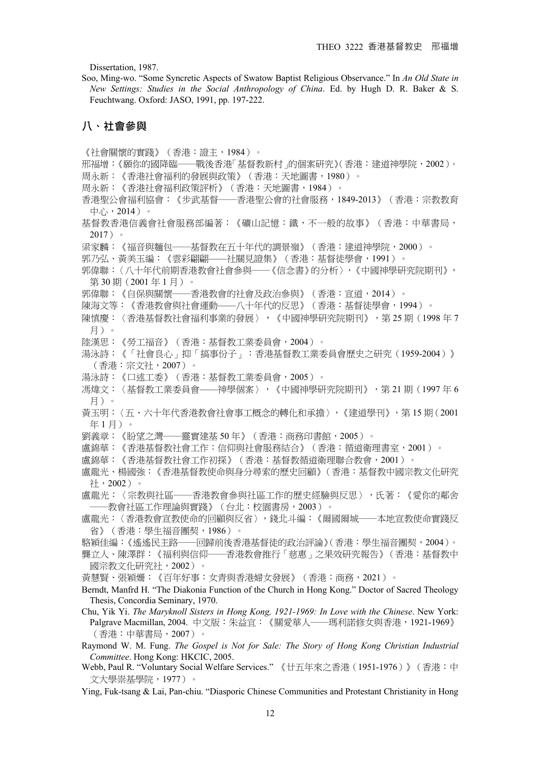Dissertation, 1987.

Soo, Ming-wo. "Some Syncretic Aspects of Swatow Baptist Religious Observance." In *An Old State in New Settings: Studies in the Social Anthropology of China*. Ed. by Hugh D. R. Baker & S. Feuchtwang. Oxford: JASO, 1991, pp. 197-222.

## 八、社會參與

《社會關懷的實踐》（香港：證主，1984）。

邢福增：《願你的國降臨——戰後香港「基督教新村」的個案研究》（香港：建道神學院，2002）。

周永新：《香港社會福利的發展與政策》（香港：天地圖書，1980）。

周永新：《香港社會福利政策評析》（香港：天地圖書，1984）。

香港聖公會福利協會：《步武基督——香港聖公會的社會服務，1849-2013》（香港：宗教教育中心，2014）。

基督教香港信義會社會服務部編著：《礦山記憶：鐵，不一般的故事》（香港：中華書局，2017）。

梁家麟：《福音與麵包——基督教在五十年代的調景嶺》（香港：建道神學院，2000）。

郭乃弘、黃美玉編：《雲彩翩翩——社關見證集》（香港：基督徒學會，1991）。

郭偉聯：〈八十年代前期香港教會社會參與——《信念書》的分析〉，《中國神學研究院期刊》，第 30 期（2001 年 1 月）。

郭偉聯：《自保與關懷——香港教會的社會及政治參與》（香港：宣道，2014）。

陳海文等：《香港教會與社會運動——八十年代的反思》（香港：基督徒學會，1994）。

陳慎慶：〈香港基督教社會福利事業的發展〉，《中國神學研究院期刊》，第 25 期（1998 年 7 月）。

陸漢思：《勞工福音》（香港：基督教工業委員會，2004）。

湯泳詩：《「社會良心」抑「搞事份子」：香港基督教工業委員會歷史之研究（1959-2004）》（香港：宗文社，2007）。

湯泳詩：《口述工委》（香港：基督教工業委員會，2005）。

馮煒文：〈基督教工業委員會——神學個案〉，《中國神學研究院期刊》，第 21 期（1997 年 6 月）。

黃玉明：〈五、六十年代香港教會社會事工概念的轉化和承擔〉，《建道學刊》，第 15 期（2001 年 1 月）。

劉義章：《盼望之灣——靈實建基 50 年》（香港：商務印書館，2005）。

盧錦華：《香港基督教社會工作：信仰與社會服務結合》（香港：循道衛理書室，2001）。

盧錦華：《香港基督教社會工作初探》（香港：基督教循道衛理聯合教會，2001）。

盧龍光、楊國強：《香港基督教使命與身分尋索的歷史回顧》（香港：基督教中國宗教文化研究社，2002）。

盧龍光：〈宗教與社區——香港教會參與社區工作的歷史經驗與反思〉，氏著：《愛你的鄰舍——教會社區工作理論與實踐》（台北：校園書房，2003）。

盧龍光：〈香港教會宣教使命的回顧與反省〉，錢北斗編：《爾國爾城——本地宣教使命實踐反省》（香港：學生福音團契，1986）。

駱穎佳編：《遙遙民主路——回歸前後香港基督徒的政治評論》（香港：學生福音團契，2004）。

龔立人、陳澤群：《福利與信仰——香港教會推行「慈惠」之果效研究報告》（香港：基督教中國宗教文化研究社，2002）。

黃慧賢、張穎姍：《百年好事：女青與香港婦女發展》（香港：商務，2021）。

Berndt, Manfrd H. "The Diakonia Function of the Church in Hong Kong." Doctor of Sacred Theology Thesis, Concordia Seminary, 1970.

Chu, Yik Yi. *The Maryknoll Sisters in Hong Kong, 1921-1969: In Love with the Chinese*. New York: Palgrave Macmillan, 2004. 中文版：朱益宜：《關愛華人——瑪利諾修女與香港，1921-1969》（香港：中華書局，2007）。

Raymond W. M. Fung. *The Gospel is Not for Sale: The Story of Hong Kong Christian Industrial Committee*. Hong Kong: HKCIC, 2005.

Webb, Paul R. "Voluntary Social Welfare Services." 《廿五年來之香港（1951-1976）》（香港：中文大學崇基學院，1977）。

Ying, Fuk-tsang & Lai, Pan-chiu. "Diasporic Chinese Communities and Protestant Christianity in Hong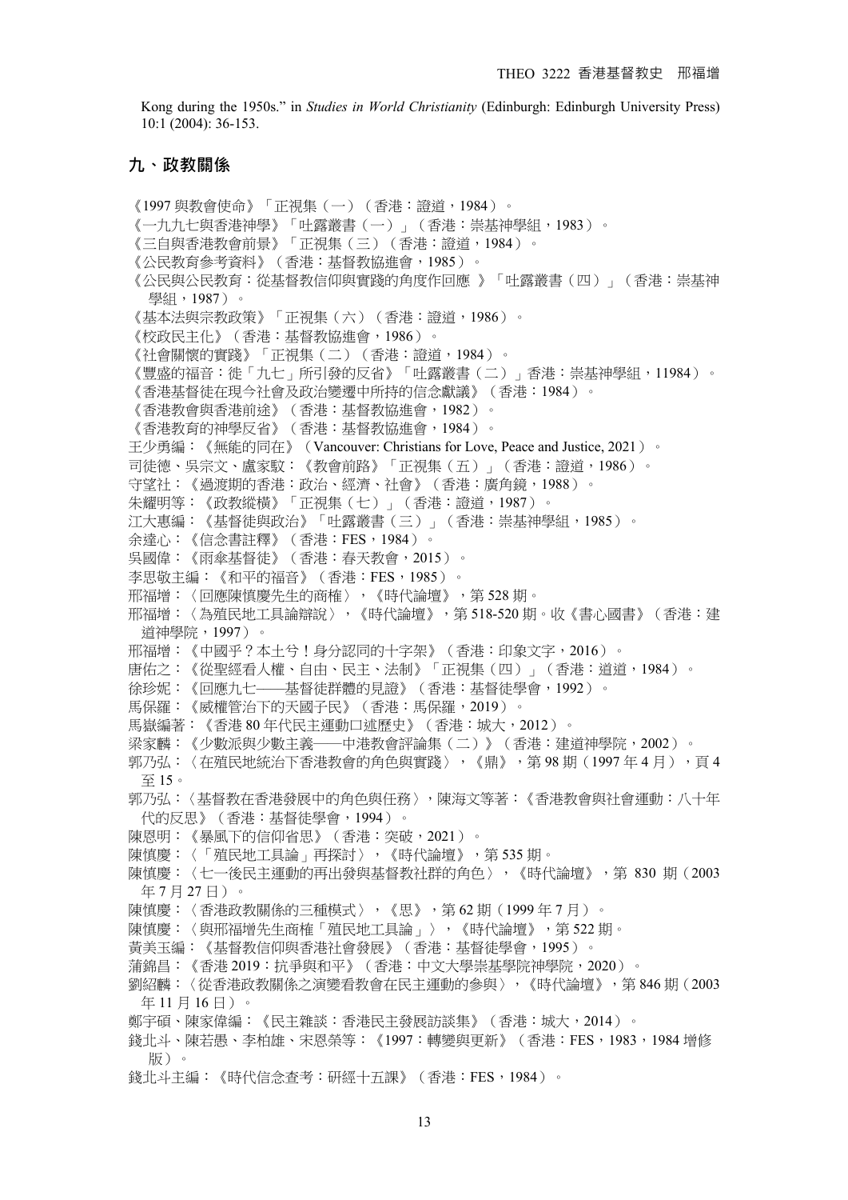Kong during the 1950s." in *Studies in World Christianity* (Edinburgh: Edinburgh University Press) 10:1 (2004): 36-153.

## 九、政教關係

《1997 與教會使命》「正視集（一）（香港：證道，1984）。

《一九九七與香港神學》「吐露叢書（一）」（香港：崇基神學組，1983）。

《三自與香港教會前景》「正視集（三）（香港：證道，1984）。

《公民教育參考資料》（香港：基督教協進會，1985）。

《公民與公民教育：從基督教信仰與實踐的角度作回應 》「吐露叢書（四）」（香港：崇基神學組，1987）。

《基本法與宗教政策》「正視集（六）（香港：證道，1986）。

《校政民主化》（香港：基督教協進會，1986）。

《社會關懷的實踐》「正視集（二）（香港：證道，1984）。

《豐盛的福音：徙「九七」所引發的反省》「吐露叢書（二）」香港：崇基神學組，11984）。

《香港基督徒在現今社會及政治變遷中所持的信念獻議》（香港：1984）。

《香港教會與香港前途》（香港：基督教協進會，1982）。

《香港教育的神學反省》（香港：基督教協進會，1984）。

王少勇編：《無能的同在》（Vancouver: Christians for Love, Peace and Justice, 2021）。

司徒德、吳宗文、盧家駁：《教會前路》「正視集（五）」（香港：證道，1986）。

守望社：《過渡期的香港：政治、經濟、社會》（香港：廣角鏡，1988）。

朱耀明等：《政教縱橫》「正視集（七）」（香港：證道，1987）。

江大惠編：《基督徒與政治》「吐露叢書（三）」（香港：崇基神學組，1985）。

余達心：《信念書註釋》（香港：FES，1984）。

吳國偉：《雨傘基督徒》（香港：春天教會，2015）。

李思敬主編：《和平的福音》（香港：FES，1985）。

邢福增：〈回應陳慎慶先生的商榷〉，《時代論壇》，第 528 期。

邢福增：〈為殖民地工具論辯說〉，《時代論壇》，第 518-520 期。收《書心國書》（香港：建道神學院，1997）。

邢福增：《中國乎？本土兮！身分認同的十字架》（香港：印象文字，2016）。

唐佑之：《從聖經看人權、自由、民主、法制》「正視集（四）」（香港：道道，1984）。

徐珍妮：《回應九七——基督徒群體的見證》（香港：基督徒學會，1992）。

馬保羅：《威權管治下的天國子民》（香港：馬保羅，2019）。

馬嶽編著：《香港 80 年代民主運動口述歷史》（香港：城大，2012）。

梁家麟：《少數派與少數主義——中港教會評論集（二）》（香港：建道神學院，2002）。

郭乃弘：〈在殖民地統治下香港教會的角色與實踐〉，《鼎》，第 98 期（1997 年 4 月），頁 4 至 15。

郭乃弘：〈基督教在香港發展中的角色與任務〉，陳海文等著：《香港教會與社會運動：八十年代的反思》（香港：基督徒學會，1994）。

陳恩明：《暴風下的信仰省思》（香港：突破，2021）。

陳慎慶：〈「殖民地工具論」再探討〉，《時代論壇》，第 535 期。

陳慎慶：〈七一後民主運動的再出發與基督教社群的角色〉，《時代論壇》，第 830 期（2003 年 7 月 27 日）。

陳慎慶：〈香港政教關係的三種模式〉，《思》，第 62 期（1999 年 7 月）。

陳慎慶：〈與邢福增先生商榷「殖民地工具論」〉，《時代論壇》，第 522 期。

黃美玉編：《基督教信仰與香港社會發展》（香港：基督徒學會，1995）。

蒲錦昌：《香港 2019：抗爭與和平》（香港：中文大學崇基學院神學院，2020）。

劉紹麟：〈從香港政教關係之演變看教會在民主運動的參與〉，《時代論壇》，第 846 期（2003 年 11 月 16 日）。

鄭宇碩、陳家偉編：《民主雜談：香港民主發展訪談集》（香港：城大，2014）。

錢北斗、陳若愚、李柏雄、宋恩榮等：《1997：轉變與更新》（香港：FES，1983，1984 增修版）。

錢北斗主編：《時代信念查考：研經十五課》（香港：FES，1984）。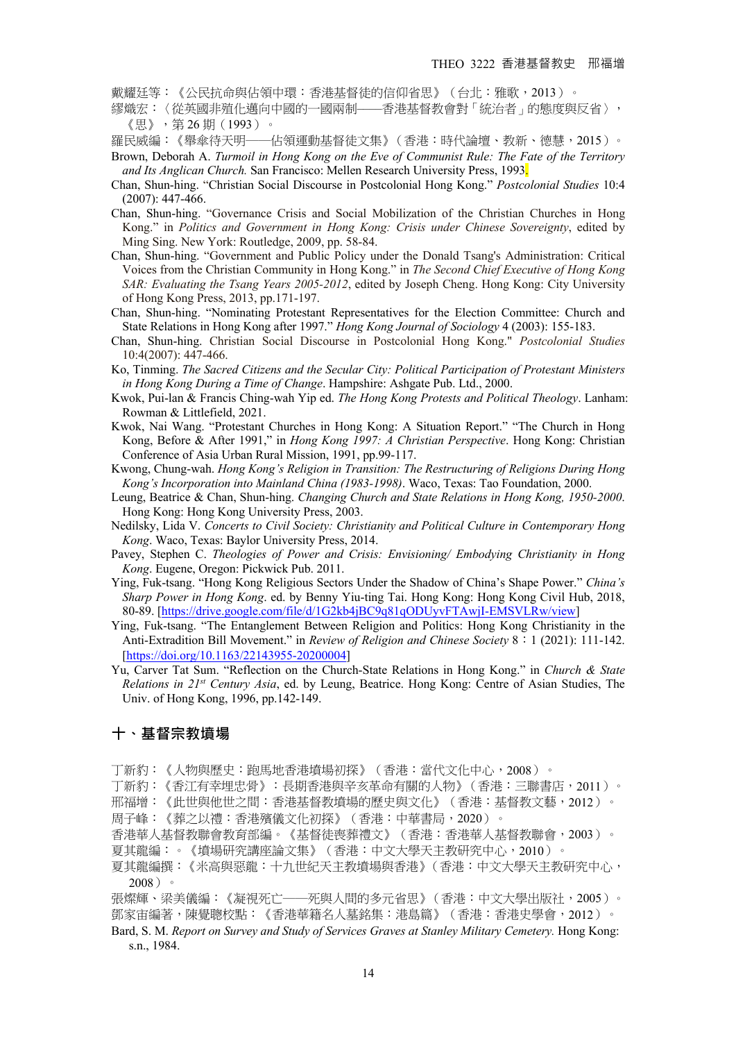戴耀廷等：《公民抗命與佔領中環：香港基督徒的信仰省思》（台北：雅歌，2013）。

繆熾宏：〈從英國非殖化邁向中國的一國兩制——香港基督教會對「統治者」的態度與反省〉，《思》，第 26 期（1993）。

羅民威編：《舉傘待天明——佔領運動基督徒文集》（香港：時代論壇、教新、德慧，2015）。

Brown, Deborah A. *Turmoil in Hong Kong on the Eve of Communist Rule: The Fate of the Territory and Its Anglican Church.* San Francisco: Mellen Research University Press, 1993.

Chan, Shun-hing. "Christian Social Discourse in Postcolonial Hong Kong." *Postcolonial Studies* 10:4 (2007): 447-466.

Chan, Shun-hing. "Governance Crisis and Social Mobilization of the Christian Churches in Hong Kong." in *Politics and Government in Hong Kong: Crisis under Chinese Sovereignty*, edited by Ming Sing. New York: Routledge, 2009, pp. 58-84.

Chan, Shun-hing. "Government and Public Policy under the Donald Tsang's Administration: Critical Voices from the Christian Community in Hong Kong." in *The Second Chief Executive of Hong Kong SAR: Evaluating the Tsang Years 2005-2012*, edited by Joseph Cheng. Hong Kong: City University of Hong Kong Press, 2013, pp.171-197.

Chan, Shun-hing. "Nominating Protestant Representatives for the Election Committee: Church and State Relations in Hong Kong after 1997." *Hong Kong Journal of Sociology* 4 (2003): 155-183.

Chan, Shun-hing. Christian Social Discourse in Postcolonial Hong Kong." *Postcolonial Studies* 10:4(2007): 447-466.

Ko, Tinming. *The Sacred Citizens and the Secular City: Political Participation of Protestant Ministers in Hong Kong During a Time of Change*. Hampshire: Ashgate Pub. Ltd., 2000.

Kwok, Pui-lan & Francis Ching-wah Yip ed. *The Hong Kong Protests and Political Theology*. Lanham: Rowman & Littlefield, 2021.

Kwok, Nai Wang. "Protestant Churches in Hong Kong: A Situation Report." "The Church in Hong Kong, Before & After 1991," in *Hong Kong 1997: A Christian Perspective*. Hong Kong: Christian Conference of Asia Urban Rural Mission, 1991, pp.99-117.

Kwong, Chung-wah. *Hong Kong's Religion in Transition: The Restructuring of Religions During Hong Kong's Incorporation into Mainland China (1983-1998)*. Waco, Texas: Tao Foundation, 2000.

Leung, Beatrice & Chan, Shun-hing. *Changing Church and State Relations in Hong Kong, 1950-2000*. Hong Kong: Hong Kong University Press, 2003.

Nedilsky, Lida V. *Concerts to Civil Society: Christianity and Political Culture in Contemporary Hong Kong*. Waco, Texas: Baylor University Press, 2014.

Pavey, Stephen C. *Theologies of Power and Crisis: Envisioning/ Embodying Christianity in Hong Kong*. Eugene, Oregon: Pickwick Pub. 2011.

Ying, Fuk-tsang. "Hong Kong Religious Sectors Under the Shadow of China's Shape Power." *China's Sharp Power in Hong Kong*. ed. by Benny Yiu-ting Tai. Hong Kong: Hong Kong Civil Hub, 2018, 80-89. [https://drive.google.com/file/d/1G2kb4jBC9q81qODUyvFTAwjI-EMSVLRw/view]

Ying, Fuk-tsang. "The Entanglement Between Religion and Politics: Hong Kong Christianity in the Anti-Extradition Bill Movement." in *Review of Religion and Chinese Society* 8：1 (2021): 111-142. [https://doi.org/10.1163/22143955-20200004]

Yu, Carver Tat Sum. "Reflection on the Church-State Relations in Hong Kong." in *Church & State Relations in 21st Century Asia*, ed. by Leung, Beatrice. Hong Kong: Centre of Asian Studies, The Univ. of Hong Kong, 1996, pp.142-149.

## 十、基督宗教墳場

丁新豹：《人物與歷史：跑馬地香港墳場初探》（香港：當代文化中心，2008）。

丁新豹：《香江有幸埋忠骨》：長期香港與辛亥革命有關的人物》（香港：三聯書店，2011）。

邢福增：《此世與他世之間：香港基督教墳場的歷史與文化》（香港：基督教文藝，2012）。

周子峰：《葬之以禮：香港殯儀文化初探》（香港：中華書局，2020）。

香港華人基督教聯會教育部編。《基督徒喪葬禮文》（香港：香港華人基督教聯會，2003）。

夏其龍編：。《墳場研究講座論文集》（香港：中文大學天主教研究中心，2010）。

夏其龍編撰：《米高與惡龍：十九世紀天主教墳場與香港》（香港：中文大學天主教研究中心，2008）。

張燦輝、梁美儀編：《凝視死亡——死與人間的多元省思》（香港：中文大學出版社，2005）。

鄧家宙編著，陳覺聰校點：《香港華籍名人墓銘集：港島篇》（香港：香港史學會，2012）。

Bard, S. M. *Report on Survey and Study of Services Graves at Stanley Military Cemetery*. Hong Kong: s.n., 1984.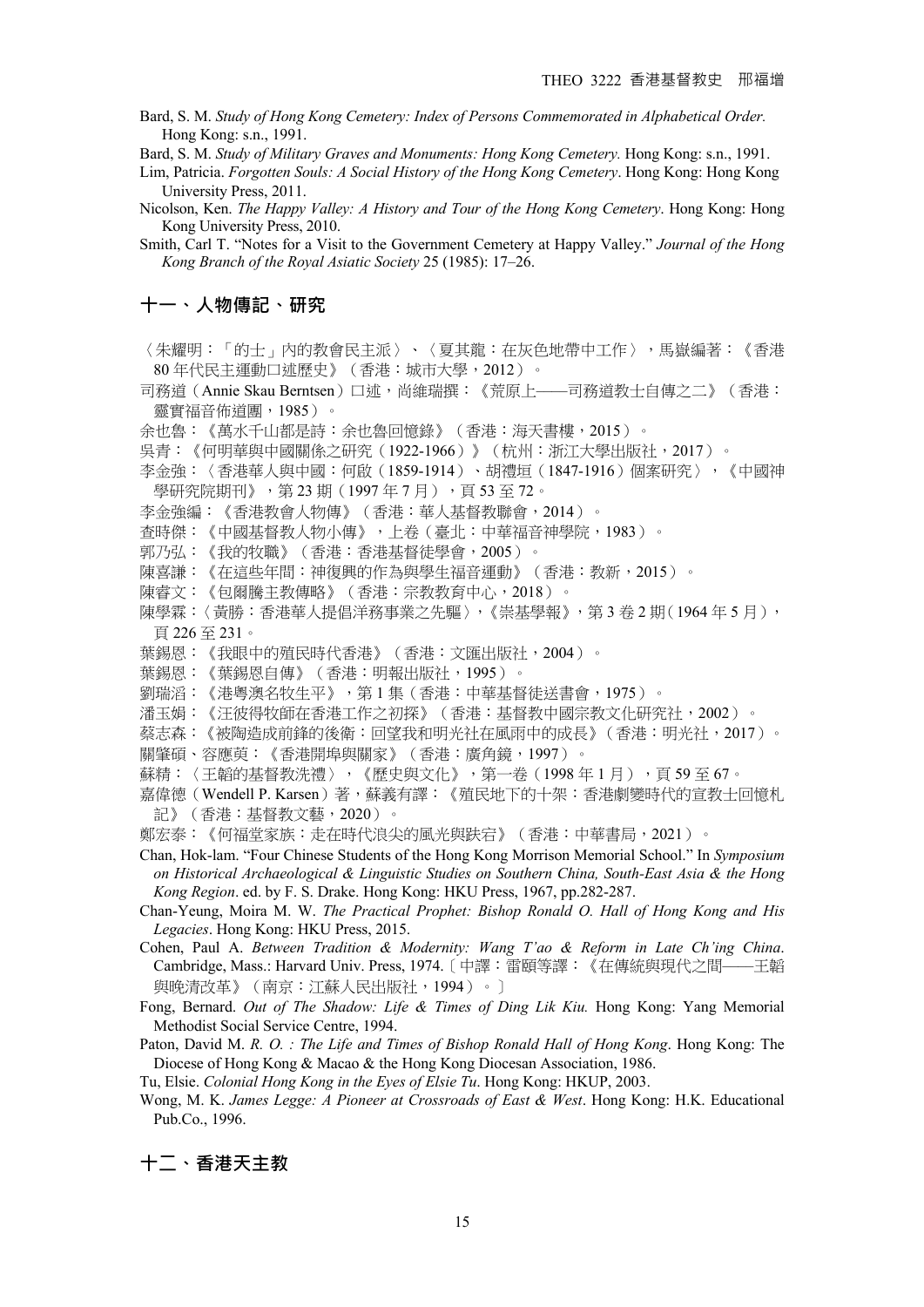Bard, S. M. *Study of Hong Kong Cemetery: Index of Persons Commemorated in Alphabetical Order.* Hong Kong: s.n., 1991.

Bard, S. M. *Study of Military Graves and Monuments: Hong Kong Cemetery.* Hong Kong: s.n., 1991.

Lim, Patricia. *Forgotten Souls: A Social History of the Hong Kong Cemetery*. Hong Kong: Hong Kong University Press, 2011.

Nicolson, Ken. *The Happy Valley: A History and Tour of the Hong Kong Cemetery*. Hong Kong: Hong Kong University Press, 2010.

Smith, Carl T. "Notes for a Visit to the Government Cemetery at Happy Valley." *Journal of the Hong Kong Branch of the Royal Asiatic Society* 25 (1985): 17–26.

## 十一、人物傳記、研究

〈朱耀明：「的士」內的教會民主派〉、〈夏其龍：在灰色地帶中工作〉，馬嶽編著：《香港 80 年代民主運動口述歷史》（香港：城市大學，2012）。

司務道（Annie Skau Berntsen）口述，尚維瑞撰：《荒原上——司務道教士自傳之二》（香港：靈實福音佈道團，1985）。

余也魯：《萬水千山都是詩：余也魯回憶錄》（香港：海天書樓，2015）。

吳青：《何明華與中國關係之研究（1922-1966）》（杭州：浙江大學出版社，2017）。

李金強：〈香港華人與中國：何啟（1859-1914）、胡禮垣（1847-1916）個案研究〉，《中國神學研究院期刊》，第 23 期（1997 年 7 月），頁 53 至 72。

李金強編：《香港教會人物傳》（香港：華人基督教聯會，2014）。

查時傑：《中國基督教人物小傳》，上卷（臺北：中華福音神學院，1983）。

郭乃弘：《我的牧職》（香港：香港基督徒學會，2005）。

陳喜謙：《在這些年間：神復興的作為與學生福音運動》（香港：教新，2015）。

陳睿文：《包爾騰主教傳略》（香港：宗教教育中心，2018）。

陳學霖：〈黃勝：香港華人提倡洋務事業之先驅〉，《崇基學報》，第 3 卷 2 期（1964 年 5 月），頁 226 至 231。

葉錫恩：《我眼中的殖民時代香港》（香港：文匯出版社，2004）。

葉錫恩：《葉錫恩自傳》（香港：明報出版社，1995）。

劉瑞滔：《港粵澳名牧生平》，第 1 集（香港：中華基督徒送書會，1975）。

潘玉娟：《汪彼得牧師在香港工作之初探》（香港：基督教中國宗教文化研究社，2002）。

蔡志森：《被陶造成前鋒的後衛：回望我和明光社在風雨中的成長》（香港：明光社，2017）。

關肇碩、容應萸：《香港開埠與關家》（香港：廣角鏡，1997）。

蘇精：〈王韜的基督教洗禮〉，《歷史與文化》，第一卷（1998 年 1 月），頁 59 至 67。

嘉偉德（Wendell P. Karsen）著，蘇義有譯：《殖民地下的十架：香港劇變時代的宣教士回憶札記》（香港：基督教文藝，2020）。

鄭宏泰：《何福堂家族：走在時代浪尖的風光與跌宕》（香港：中華書局，2021）。

Chan, Hok-lam. "Four Chinese Students of the Hong Kong Morrison Memorial School." In *Symposium on Historical Archaeological & Linguistic Studies on Southern China, South-East Asia & the Hong Kong Region*. ed. by F. S. Drake. Hong Kong: HKU Press, 1967, pp.282-287.

Chan-Yeung, Moira M. W. *The Practical Prophet: Bishop Ronald O. Hall of Hong Kong and His Legacies*. Hong Kong: HKU Press, 2015.

Cohen, Paul A. *Between Tradition & Modernity: Wang T'ao & Reform in Late Ch'ing China*. Cambridge, Mass.: Harvard Univ. Press, 1974.〔中譯：雷頤等譯：《在傳統與現代之間——王韜與晚清改革》（南京：江蘇人民出版社，1994）。〕

Fong, Bernard. *Out of The Shadow: Life & Times of Ding Lik Kiu.* Hong Kong: Yang Memorial Methodist Social Service Centre, 1994.

Paton, David M. *R. O. : The Life and Times of Bishop Ronald Hall of Hong Kong*. Hong Kong: The Diocese of Hong Kong & Macao & the Hong Kong Diocesan Association, 1986.

Tu, Elsie. *Colonial Hong Kong in the Eyes of Elsie Tu*. Hong Kong: HKUP, 2003.

Wong, M. K. *James Legge: A Pioneer at Crossroads of East & West*. Hong Kong: H.K. Educational Pub.Co., 1996.

## 十二、香港天主教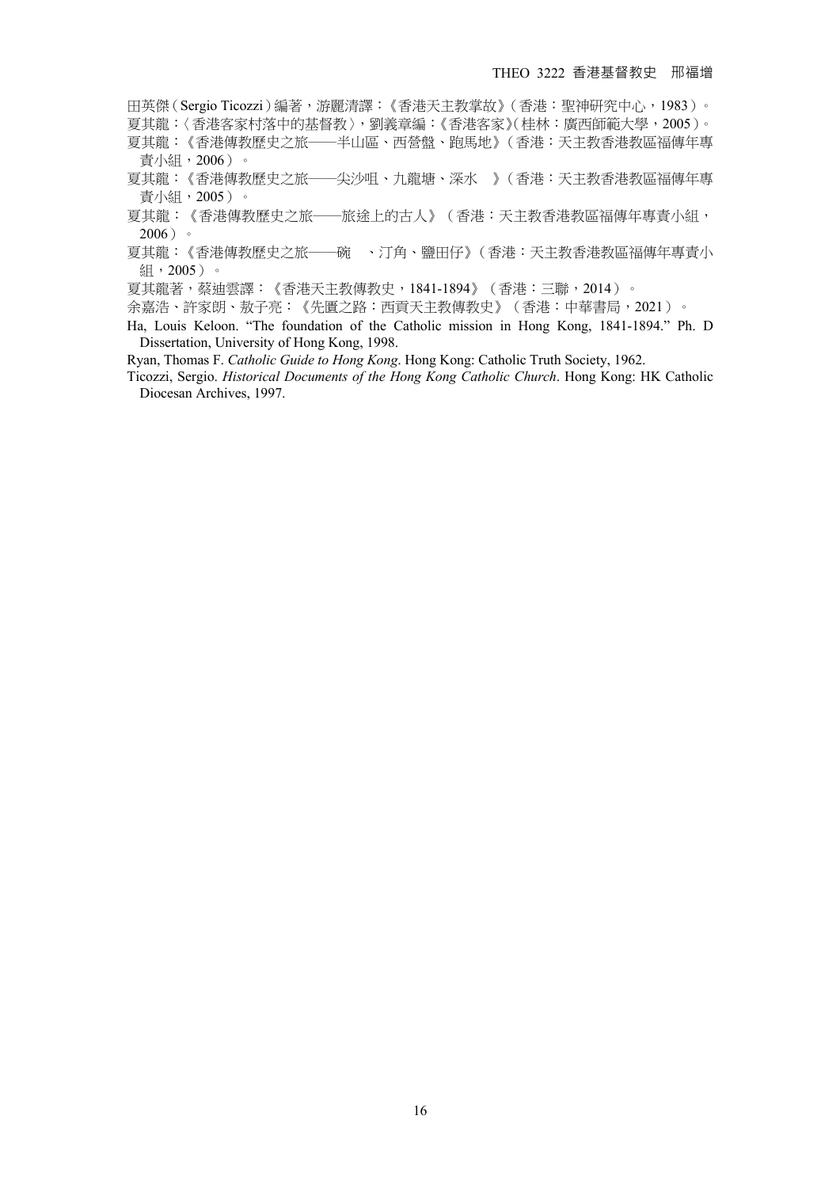田英傑（Sergio Ticozzi）編著，游麗清譯：《香港天主教掌故》（香港：聖神研究中心，1983）。

夏其龍：〈香港客家村落中的基督教〉，劉義章編：《香港客家》（桂林：廣西師範大學，2005）。

夏其龍：《香港傳教歷史之旅——半山區、西營盤、跑馬地》（香港：天主教香港教區福傳年專責小組，2006）。

夏其龍：《香港傳教歷史之旅——尖沙咀、九龍塘、深水　》（香港：天主教香港教區福傳年專責小組，2005）。

夏其龍：《香港傳教歷史之旅——旅途上的古人》（香港：天主教香港教區福傳年專責小組，2006）。

夏其龍：《香港傳教歷史之旅——碗　、汀角、鹽田仔》（香港：天主教香港教區福傳年專責小組，2005）。

夏其龍著，蔡迪雲譯：《香港天主教傳教史，1841-1894》（香港：三聯，2014）。

余嘉浩、許家朗、敖子亮：《先匱之路：西貢天主教傳教史》（香港：中華書局，2021）。

Ha, Louis Keloon. "The foundation of the Catholic mission in Hong Kong, 1841-1894." Ph. D Dissertation, University of Hong Kong, 1998.

Ryan, Thomas F. *Catholic Guide to Hong Kong*. Hong Kong: Catholic Truth Society, 1962.

Ticozzi, Sergio. *Historical Documents of the Hong Kong Catholic Church*. Hong Kong: HK Catholic Diocesan Archives, 1997.